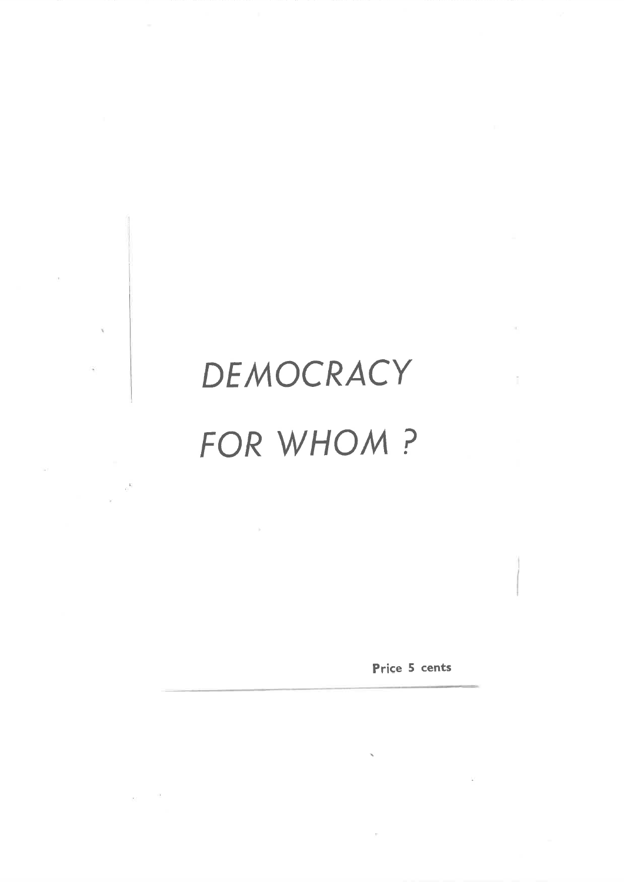# *DEMOCRACY FOR WHOM ?*

**Price 5 cents**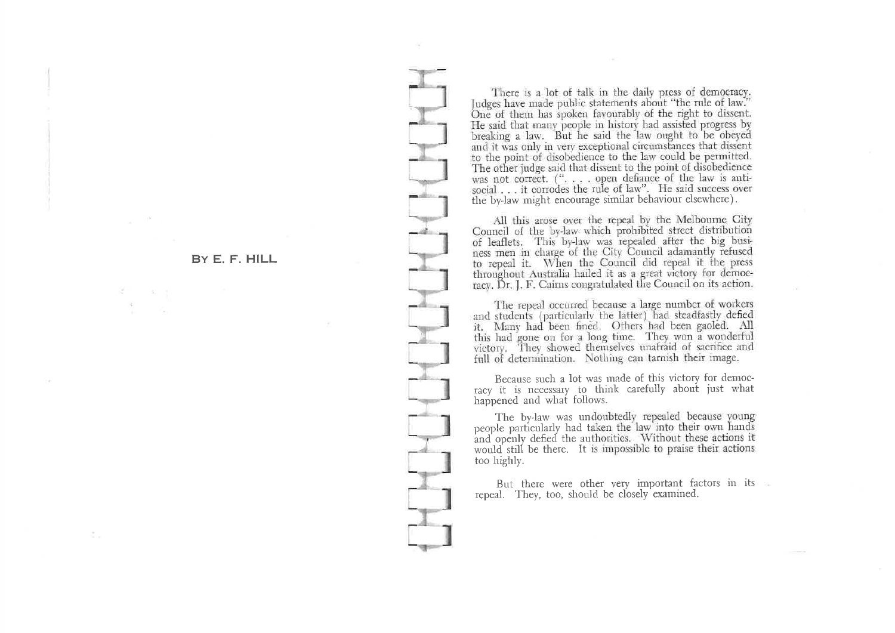BY E. F. HILL

There is a lot of talk in the daily press of democracy. Judges have made public statements about "the rule of law." One of them has spoken favourably of the right to dissent. He said that many people in history had assisted progress by breaking a law. But he said the law ought to be obeyed and it was only in very exceptional circumstances that dissent to the point of disobedience to the law could be permitted. The other judge said that dissent to the point of disobedience was not correct. (". . . . open defiance of the law is anti-social . . . it corrodes the rule of law". He said success over the by-law might encourage similar behaviour elsewhere).

All this arose over the repeal by the Melbourne City Council of the by-law which prohibited street distribution of leaflets. This by-law was repealed after the big business men in charge of the City Council adamantly refused to repeal it. When the Council did repeal it the press throughout Australia hailed it as a great victory for democracy. Dr. J. F. Cairns congratulated the Council on its action.

The repeal occurred because a large number of workers and students (particularly the latter) had steadfastly defied it. Many had been fined. Others had been gaoled. All this had gone on for a long time. They won a wonderful victory. They showed themselves unafraid of sacrifice and full of determination. Nothing can tarnish their image.

Because such a lot was made of this victory for democracy it is necessary to think carefully about just what happened and what follows.

The by-law was undoubtedly repealed because young people particularly had taken the law into their own hands and openly defied the authorities. Without these actions it would still be there. It is impossible to praise their actions too highly.

But there were other very important factors in its repeal. They, too, should be closely examined.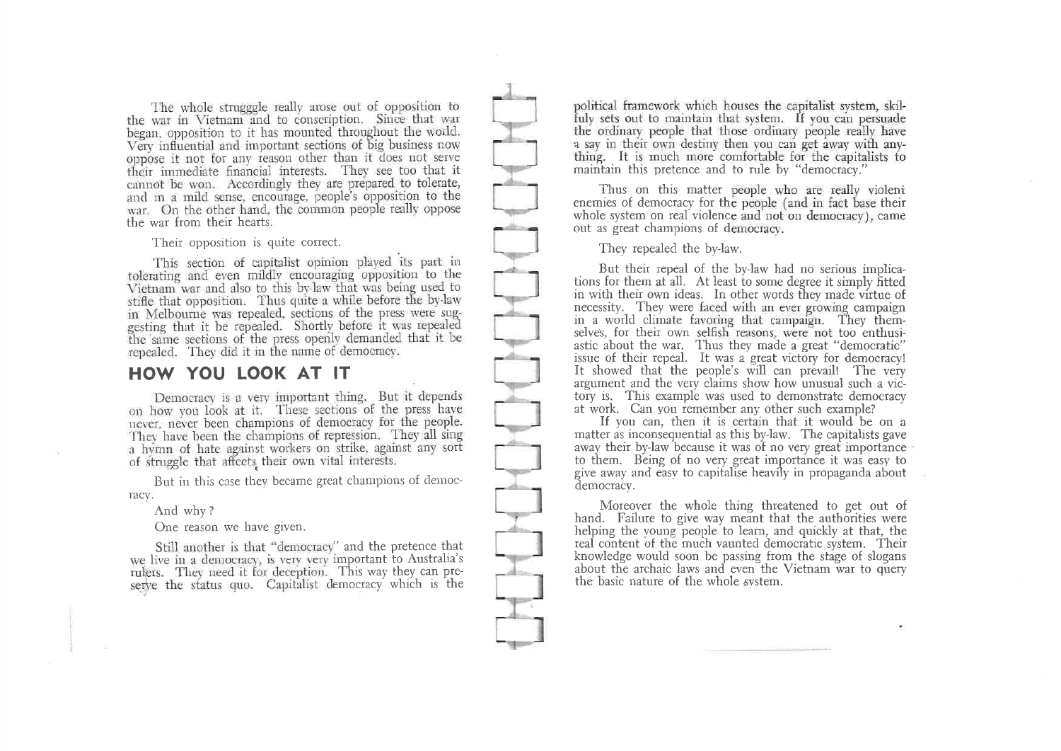The whole strugggle really arose out of opposition to the war in Vietnam and to conscription. Since that war began, opposition to it has mounted throughout the world. Very influential and important sections of big business now oppose it not for any reason other than it does not serve their immediate financial interests. They see too that it cannot be won. Accordingly they are prepared to tolerate, and in a mild sense, encourage, people's opposition to the war. On the other hand, the common people really oppose the war from their hearts.

Their opposition is quite correct.

This section of capitalist opinion played its part in tolerating and even mildly encouraging opposition to the Vietnam war and also to this by-law that was being used to stifle that opposition. Thus quite a while before the by-law in Melbourne was repealed, sections of the press were suggesting that it be repealed. Shortly before it was repealed the same sections of the press openly demanded that it be repealed. They did it in the name of democracy.

## HOW YOU LOOK AT IT

Democracy is a very important thing. But it depends on how you look at it. These sections of the press have never, never been champions of democracy for the people. They have been the champions of repression. They all sing a hymn of hate against workers on strike, against any sort of struggle that affects their own vital interests.

But in this case they became great champions of democracy.

And why?

One reason we have given.

Still another is that "democracy" and the pretence that we live in a democracy, is very very important to Australia's rulers. They need it for deception. This way they can preserve the status quo. Capitalist democracy which is the political framework which houses the capitalist system, skilfuly sets out to maintain that system. If you can persuade the ordinary people that those ordinary people really have a say in their own destiny then you can get away with anything. It is much more comfortable for the capitalists to maintain this pretence and to rule by "democracy."

Thus on this matter people who are really violent enemies of democracy for the people (and in fact base their whole system on real violence and not on democracy), came out as great champions of democracy.

They repealed the by-law.

But their repeal of the by-law had no serious implications for them at all. At least to some degree it simply fitted in with their own ideas. In other words they made virtue of necessity. They were faced with an ever growing campaign in a world climate favoring that campaign. They themselves, for their own selfish reasons, were not too enthusiastic about the war. Thus they made a great "democratic" issue of their repeal. It was a great victory for democracy! It showed that the people's will can prevail! The very argument and the very claims show how unusual such a victory is. This example was used to demonstrate democracy at work. Can you remember any other such example?

If you can, then it is certain that it would be on a matter as inconsequential as this by-law. The capitalists gave away their by-law because it was of no very great importance to them. Being of no very great importance it was easy to give away and easy to capitalise heavily in propaganda about democracy.

Moreover the whole thing threatened to get out of hand. Failure to give way meant that the authorities were helping the young people to learn, and quickly at that, the real content of the much vaunted democratic system. Their knowledge would soon be passing from the stage of slogans about the archaic laws and even the Vietnam war to query the basic nature of the whole system.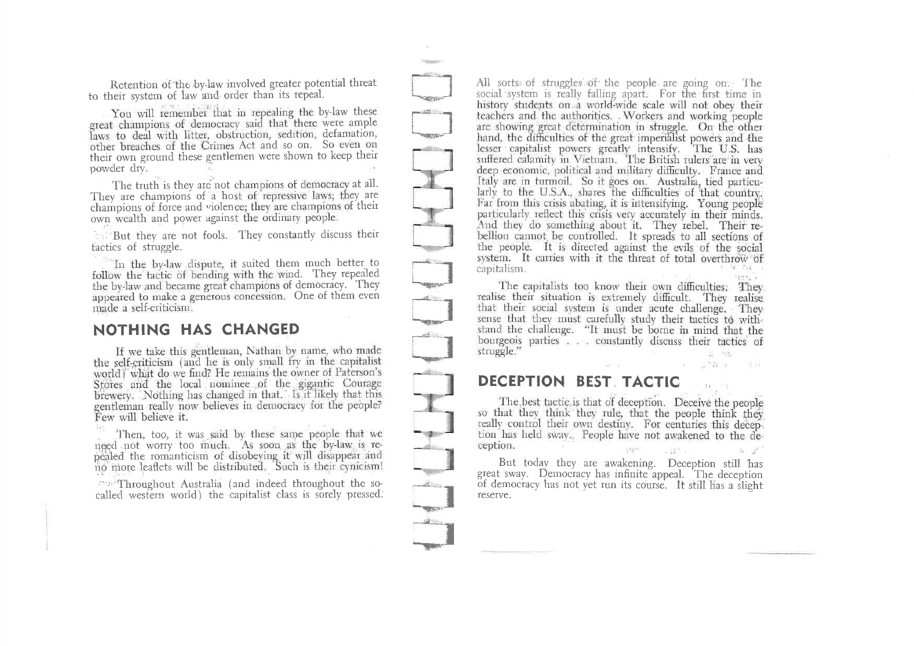Retention of the by-law involved greater potential threat to their system of law and order than its repeal.

You will remember that in repealing the by-law these great champions of democracy said that there were ample laws to deal with litter, obstruction, sedition, defamation, other breaches of the Crimes Act and so on. So even on their own ground these gentlemen were shown to keep their powder dry.

The truth is they are not champions of democracy at all. They are champions of a host of repressive laws; they are champions of force and violence; they are champions of their own wealth and power against the ordinary people.

But they are not fools. They constantly discuss their tactics of struggle.

In the by-law dispute, it suited them much better to follow the tactic of bending with the wind. They repealed the by-law and became great champions of democracy. They appeared to make a generous concession. One of them even made a self-criticism.

## NOTHING HAS CHANGED

If we take this gentleman, Nathan by name, who made the self-criticism (and he is only small fry in the capitalist world) what do we find? He remains the owner of Paterson's Stores and the local nominee of the gigantic Courage brewery. Nothing has changed in that. Is it likely that this gentleman really now believes in democracy for the people? Few will believe it.

Then, too, it was said by these same people that we need not worry too much. As soon as the by-law is repealed the romanticism of disobeying it will disappear and no more leaflets will be distributed. Such is their cynicism!

Throughout Australia (and indeed throughout the so-called western world) the capitalist class is sorely pressed. All sorts of struggles of the people are going on. The social system is really falling apart. For the first time in history students on a world-wide scale will not obey their teachers and the authorities. Workers and working people are showing great determination in struggle. On the other hand, the difficulties of the great imperialist powers and the lesser capitalist powers greatly intensify. The U.S. has suffered calamity in Vietnam. The British rulers are in very deep economic, political and military difficulty. France and Italy are in turmoil. So it goes on. Australia, tied particularly to the U.S.A., shares the difficulties of that country. Far from this crisis abating, it is intensifying. Young people particularly reflect this crisis very accurately in their minds. And they do something about it. They rebel. Their rebellion cannot be controlled. It spreads to all sections of the people. It is directed against the evils of the social system. It carries with it the threat of total overthrow of capitalism.

The capitalists too know their own difficulties. They realise their situation is extremely difficult. They realise that their social system is under acute challenge. They sense that they must carefully study their tactics to withstand the challenge. "It must be borne in mind that the bourgeois parties . . . constantly discuss their tactics of struggle."

## DECEPTION BEST TACTIC

The best tactic is that of deception. Deceive the people so that they think they rule, that the people think they really control their own destiny. For centuries this deception has held sway. People have not awakened to the deception.

But today they are awakening. Deception still has great sway. Democracy has infinite appeal. The deception of democracy has not yet run its course. It still has a slight reserve.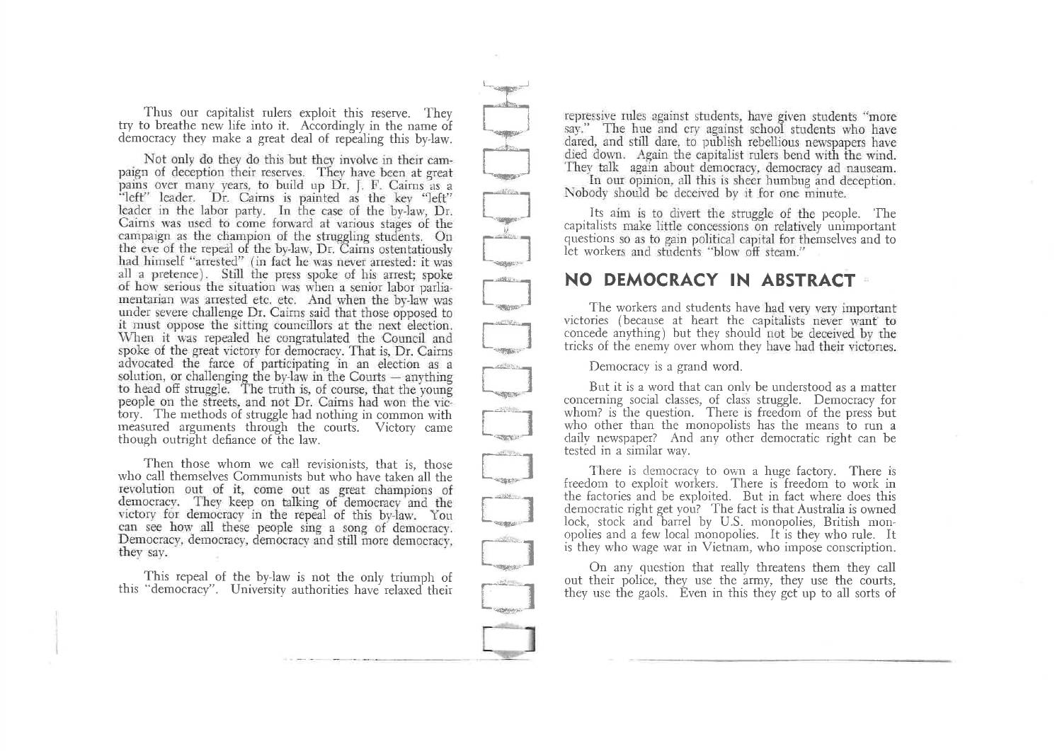Thus our capitalist rulers exploit this reserve. They try to breathe new life into it. Accordingly in the name of democracy they make a great deal of repealing this by-law.

Not only do they do this but they involve in their campaign of deception their reserves. They have been at great pains over many years, to build up Dr. J. F. Cairns as a "left" leader. Dr. Cairns is painted as the key "left" leader in the labor party. In the case of the by-law, Dr. Cairns was used to come forward at various stages of the campaign as the champion of the struggling students. On the eve of the repeal of the by-law, Dr. Cairns ostentatiously had himself "arrested" (in fact he was never arrested: it was all a pretence). Still the press spoke of his arrest; spoke of how serious the situation was when a senior labor parliamentarian was arrested etc. etc. And when the by-law was under severe challenge Dr. Cairns said that those opposed to it must oppose the sitting councillors at the next election. When it was repealed he congratulated the Council and spoke of the great victory for democracy. That is, Dr. Cairns advocated the farce of participating in an election as a solution, or challenging the by-law in the Courts — anything to head off struggle. The truth is, of course, that the young people on the streets, and not Dr. Cairns had won the victory. The methods of struggle had nothing in common with measured arguments through the courts. Victory came though outright defiance of the law.

Then those whom we call revisionists, that is, those who call themselves Communists but who have taken all the revolution out of it, come out as great champions of democracy. They keep on talking of democracy and the victory for democracy in the repeal of this by-law. You can see how all these people sing a song of democracy. Democracy, democracy, democracy and still more democracy, they say.

This repeal of the by-law is not the only triumph of this "democracy". University authorities have relaxed their repressive rules against students, have given students "more say." The hue and cry against school students who have dared, and still dare, to publish rebellious newspapers have died down. Again the capitalist rulers bend with the wind. They talk again about democracy, democracy ad nauseam.

In our opinion, all this is sheer humbug and deception. Nobody should be deceived by it for one minute.

Its aim is to divert the struggle of the people. The capitalists make little concessions on relatively unimportant questions so as to gain political capital for themselves and to let workers and students "blow off steam."

## NO DEMOCRACY IN ABSTRACT

The workers and students have had very very important victories (because at heart the capitalists never want to concede anything) but they should not be deceived by the tricks of the enemy over whom they have had their victories.

Democracy is a grand word.

But it is a word that can only be understood as a matter concerning social classes, of class struggle. Democracy for whom? is the question. There is freedom of the press but who other than the monopolists has the means to run a daily newspaper? And any other democratic right can be tested in a similar way.

There is democracy to own a huge factory. There is freedom to exploit workers. There is freedom to work in the factories and be exploited. But in fact where does this democratic right get you? The fact is that Australia is owned lock, stock and barrel by U.S. monopolies, British monopolies and a few local monopolies. It is they who rule. It is they who wage war in Vietnam, who impose conscription.

On any question that really threatens them they call out their police, they use the army, they use the courts, they use the gaols. Even in this they get up to all sorts of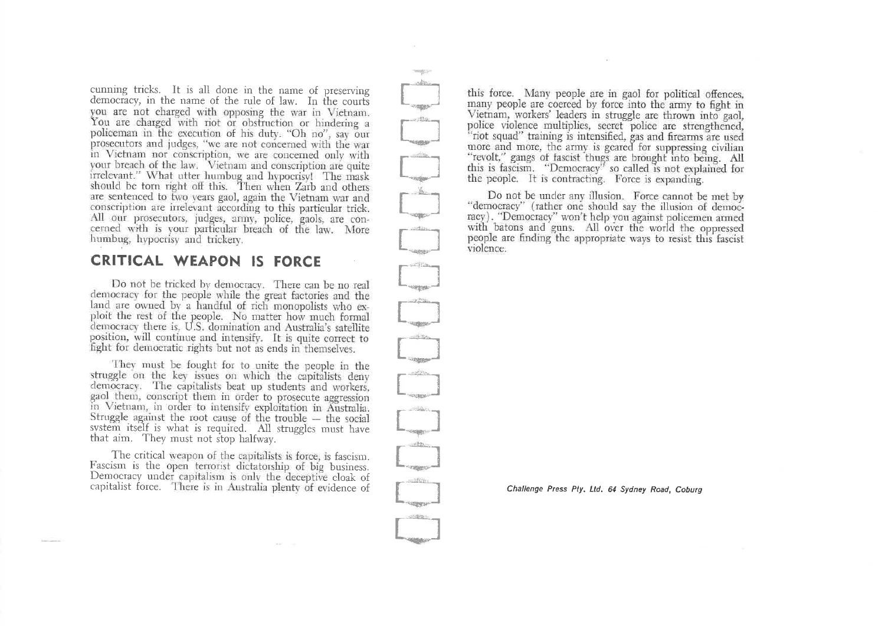cunning tricks. It is all done in the name of preserving democracy, in the name of the rule of law. In the courts you are not charged with opposing the war in Vietnam. You are charged with riot or obstruction or hindering a policeman in the execution of his duty. "Oh no", say our prosecutors and judges, "we are not concerned with the war in Vietnam nor conscription, we are concerned only with your breach of the law. Vietnam and conscription are quite irrelevant." What utter humbug and hypocrisy! The mask should be torn right off this. Then when Zarb and others are sentenced to two years gaol, again the Vietnam war and conscription are irrelevant according to this particular trick. All our prosecutors, judges, army, police, gaols, are concerned with is your particular breach of the law. More humbug, hypocrisy and trickery.

## CRITICAL WEAPON IS FORCE

Do not be tricked by democracy. There can be no real democracy for the people while the great factories and the land are owned by a handful of rich monopolists who exploit the rest of the people. No matter how much formal democracy there is, U.S. domination and Australia's satellite position, will continue and intensify. It is quite correct to fight for democratic rights but not as ends in themselves.

They must be fought for to unite the people in the struggle on the key issues on which the capitalists deny democracy. The capitalists beat up students and workers, gaol them, conscript them in order to prosecute aggression in Vietnam, in order to intensify exploitation in Australia. Struggle against the root cause of the trouble — the social system itself is what is required. All struggles must have that aim. They must not stop halfway.

The critical weapon of the capitalists is force, is fascism. Fascism is the open terrorist dictatorship of big business. Democracy under capitalism is only the deceptive cloak of capitalist force. There is in Australia plenty of evidence of this force. Many people are in gaol for political offences, many people are coerced by force into the army to fight in Vietnam, workers' leaders in struggle are thrown into gaol, police violence multiplies, secret police are strengthened, "riot squad" training is intensified, gas and firearms are used more and more, the army is geared for suppressing civilian "revolt," gangs of fascist thugs are brought into being. All this is fascism. "Democracy" so called is not explained for the people. It is contracting. Force is expanding.

Do not be under any illusion. Force cannot be met by "democracy" (rather one should say the illusion of democracy). "Democracy" won't help you against policemen armed with batons and guns. All over the world the oppressed people are finding the appropriate ways to resist this fascist violence.

*Challenge Press Pty. Ltd. 64 Sydney Road, Coburg*